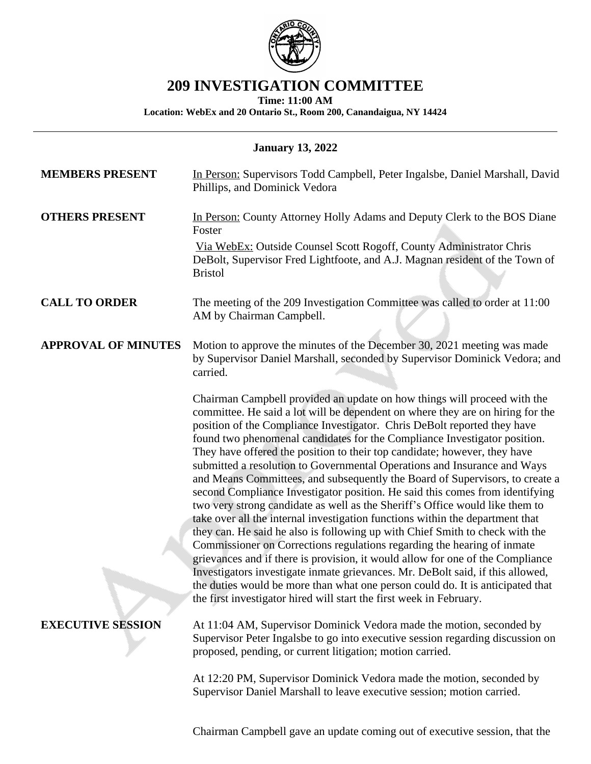# 209 INVESTIGATION COMMITTEE

**Time: 11:00 AM**
**Location: WebEx and 20 Ontario St., Room 200, Canandaigua, NY 14424**

---

**January 13, 2022**

**MEMBERS PRESENT** In Person: Supervisors Todd Campbell, Peter Ingalsbe, Daniel Marshall, David Phillips, and Dominick Vedora

**OTHERS PRESENT** In Person: County Attorney Holly Adams and Deputy Clerk to the BOS Diane Foster

Via WebEx: Outside Counsel Scott Rogoff, County Administrator Chris DeBolt, Supervisor Fred Lightfoote, and A.J. Magnan resident of the Town of Bristol

**CALL TO ORDER** The meeting of the 209 Investigation Committee was called to order at 11:00 AM by Chairman Campbell.

**APPROVAL OF MINUTES** Motion to approve the minutes of the December 30, 2021 meeting was made by Supervisor Daniel Marshall, seconded by Supervisor Dominick Vedora; and carried.

Chairman Campbell provided an update on how things will proceed with the committee. He said a lot will be dependent on where they are on hiring for the position of the Compliance Investigator. Chris DeBolt reported they have found two phenomenal candidates for the Compliance Investigator position. They have offered the position to their top candidate; however, they have submitted a resolution to Governmental Operations and Insurance and Ways and Means Committees, and subsequently the Board of Supervisors, to create a second Compliance Investigator position. He said this comes from identifying two very strong candidate as well as the Sheriff's Office would like them to take over all the internal investigation functions within the department that they can. He said he also is following up with Chief Smith to check with the Commissioner on Corrections regulations regarding the hearing of inmate grievances and if there is provision, it would allow for one of the Compliance Investigators investigate inmate grievances. Mr. DeBolt said, if this allowed, the duties would be more than what one person could do. It is anticipated that the first investigator hired will start the first week in February.

**EXECUTIVE SESSION** At 11:04 AM, Supervisor Dominick Vedora made the motion, seconded by Supervisor Peter Ingalsbe to go into executive session regarding discussion on proposed, pending, or current litigation; motion carried.

At 12:20 PM, Supervisor Dominick Vedora made the motion, seconded by Supervisor Daniel Marshall to leave executive session; motion carried.

Chairman Campbell gave an update coming out of executive session, that the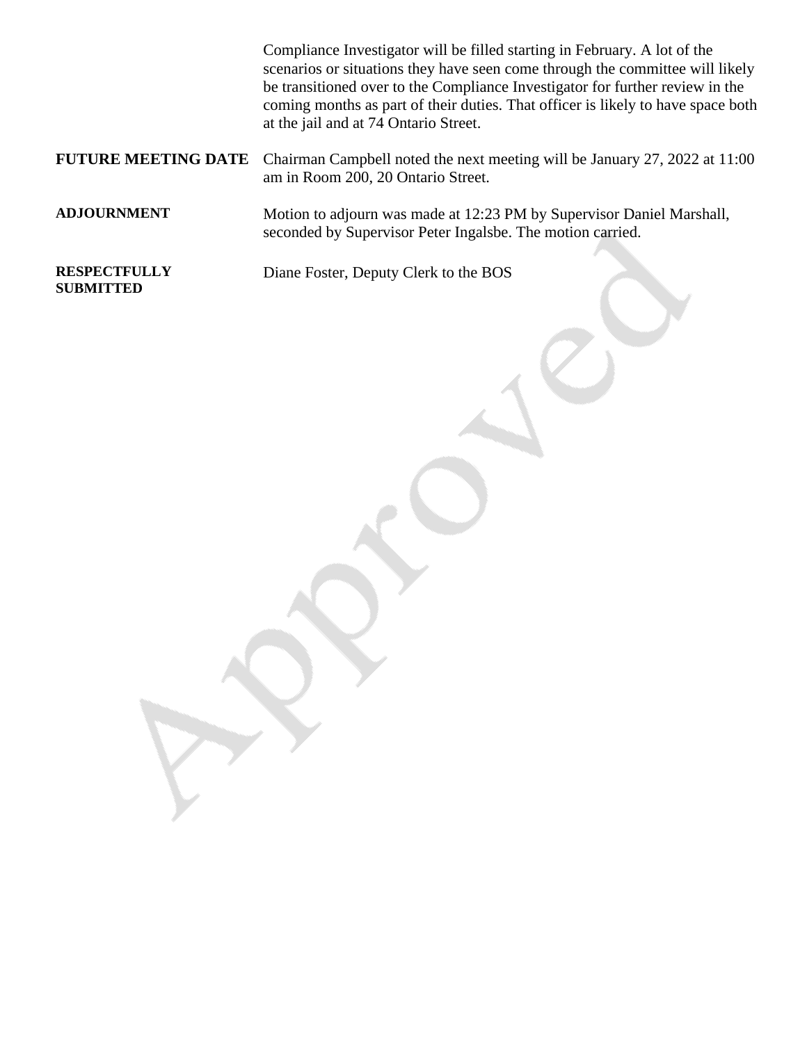Compliance Investigator will be filled starting in February. A lot of the scenarios or situations they have seen come through the committee will likely be transitioned over to the Compliance Investigator for further review in the coming months as part of their duties. That officer is likely to have space both at the jail and at 74 Ontario Street.

**FUTURE MEETING DATE** Chairman Campbell noted the next meeting will be January 27, 2022 at 11:00 am in Room 200, 20 Ontario Street.

**ADJOURNMENT** Motion to adjourn was made at 12:23 PM by Supervisor Daniel Marshall, seconded by Supervisor Peter Ingalsbe. The motion carried.

**RESPECTFULLY SUBMITTED** Diane Foster, Deputy Clerk to the BOS

Approved